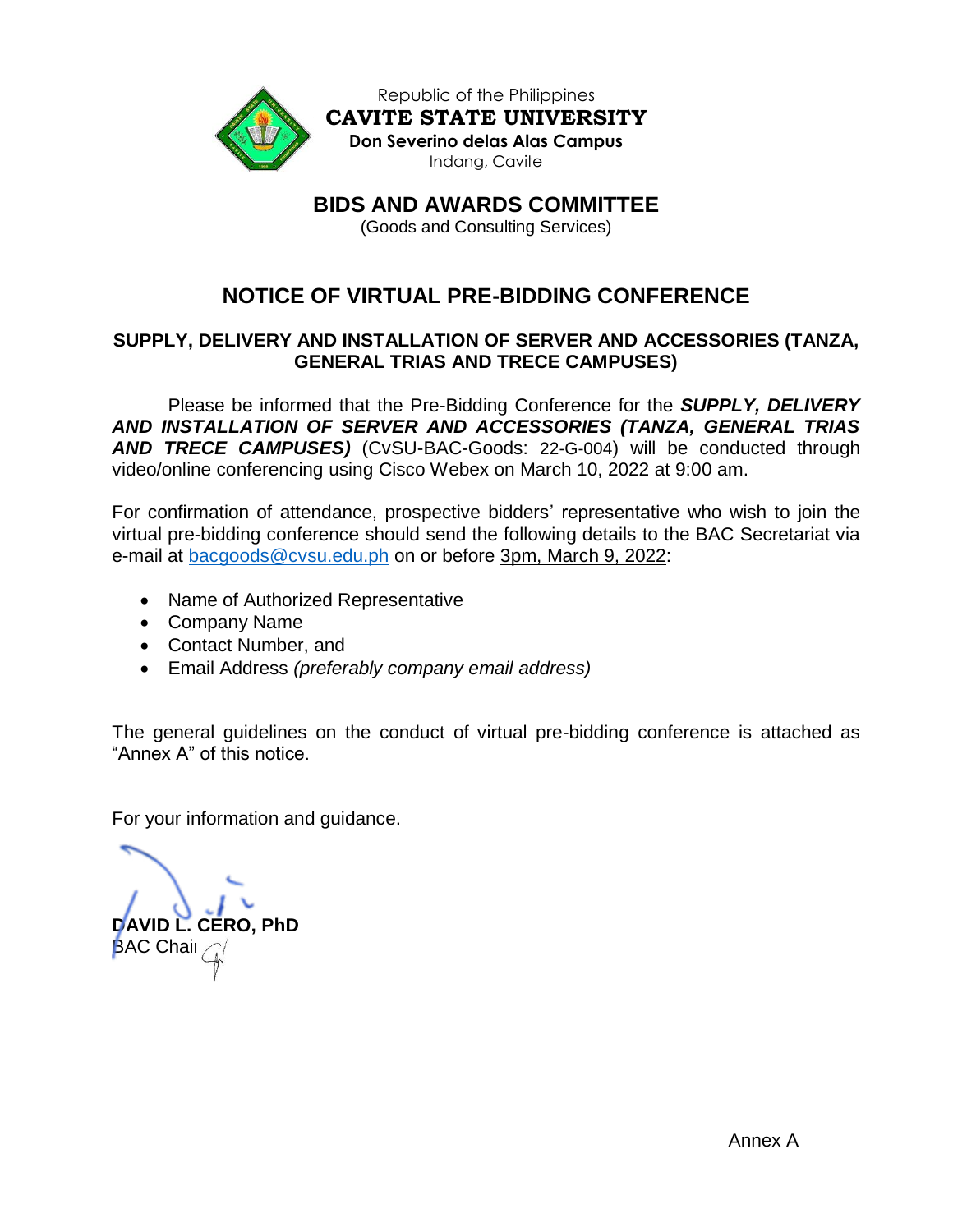Republic of the Philippines
**CAVITE STATE UNIVERSITY**
**Don Severino delas Alas Campus**
Indang, Cavite

## BIDS AND AWARDS COMMITTEE
(Goods and Consulting Services)

# NOTICE OF VIRTUAL PRE-BIDDING CONFERENCE

### SUPPLY, DELIVERY AND INSTALLATION OF SERVER AND ACCESSORIES (TANZA, GENERAL TRIAS AND TRECE CAMPUSES)

Please be informed that the Pre-Bidding Conference for the ***SUPPLY, DELIVERY AND INSTALLATION OF SERVER AND ACCESSORIES (TANZA, GENERAL TRIAS AND TRECE CAMPUSES)*** (CvSU-BAC-Goods: 22-G-004) will be conducted through video/online conferencing using Cisco Webex on March 10, 2022 at 9:00 am.

For confirmation of attendance, prospective bidders' representative who wish to join the virtual pre-bidding conference should send the following details to the BAC Secretariat via e-mail at bacgoods@cvsu.edu.ph on or before 3pm, March 9, 2022:

- Name of Authorized Representative
- Company Name
- Contact Number, and
- Email Address *(preferably company email address)*

The general guidelines on the conduct of virtual pre-bidding conference is attached as "Annex A" of this notice.

For your information and guidance.

**DAVID L. CERO, PhD**
BAC Chair

Annex A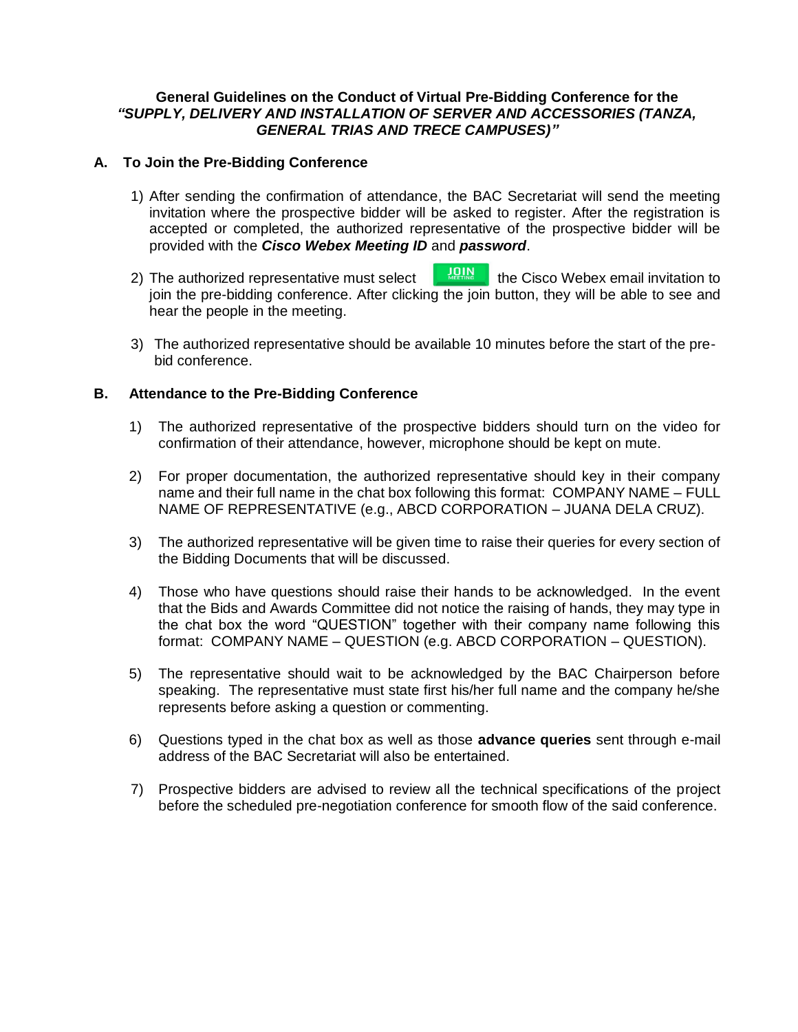**General Guidelines on the Conduct of Virtual Pre-Bidding Conference for the *"SUPPLY, DELIVERY AND INSTALLATION OF SERVER AND ACCESSORIES (TANZA, GENERAL TRIAS AND TRECE CAMPUSES)"***

## A. To Join the Pre-Bidding Conference

1) After sending the confirmation of attendance, the BAC Secretariat will send the meeting invitation where the prospective bidder will be asked to register. After the registration is accepted or completed, the authorized representative of the prospective bidder will be provided with the ***Cisco Webex Meeting ID*** and ***password***.

2) The authorized representative must select JOIN MEETING the Cisco Webex email invitation to join the pre-bidding conference. After clicking the join button, they will be able to see and hear the people in the meeting.

3) The authorized representative should be available 10 minutes before the start of the pre-bid conference.

## B. Attendance to the Pre-Bidding Conference

1) The authorized representative of the prospective bidders should turn on the video for confirmation of their attendance, however, microphone should be kept on mute.

2) For proper documentation, the authorized representative should key in their company name and their full name in the chat box following this format: COMPANY NAME – FULL NAME OF REPRESENTATIVE (e.g., ABCD CORPORATION – JUANA DELA CRUZ).

3) The authorized representative will be given time to raise their queries for every section of the Bidding Documents that will be discussed.

4) Those who have questions should raise their hands to be acknowledged. In the event that the Bids and Awards Committee did not notice the raising of hands, they may type in the chat box the word "QUESTION" together with their company name following this format: COMPANY NAME – QUESTION (e.g. ABCD CORPORATION – QUESTION).

5) The representative should wait to be acknowledged by the BAC Chairperson before speaking. The representative must state first his/her full name and the company he/she represents before asking a question or commenting.

6) Questions typed in the chat box as well as those **advance queries** sent through e-mail address of the BAC Secretariat will also be entertained.

7) Prospective bidders are advised to review all the technical specifications of the project before the scheduled pre-negotiation conference for smooth flow of the said conference.